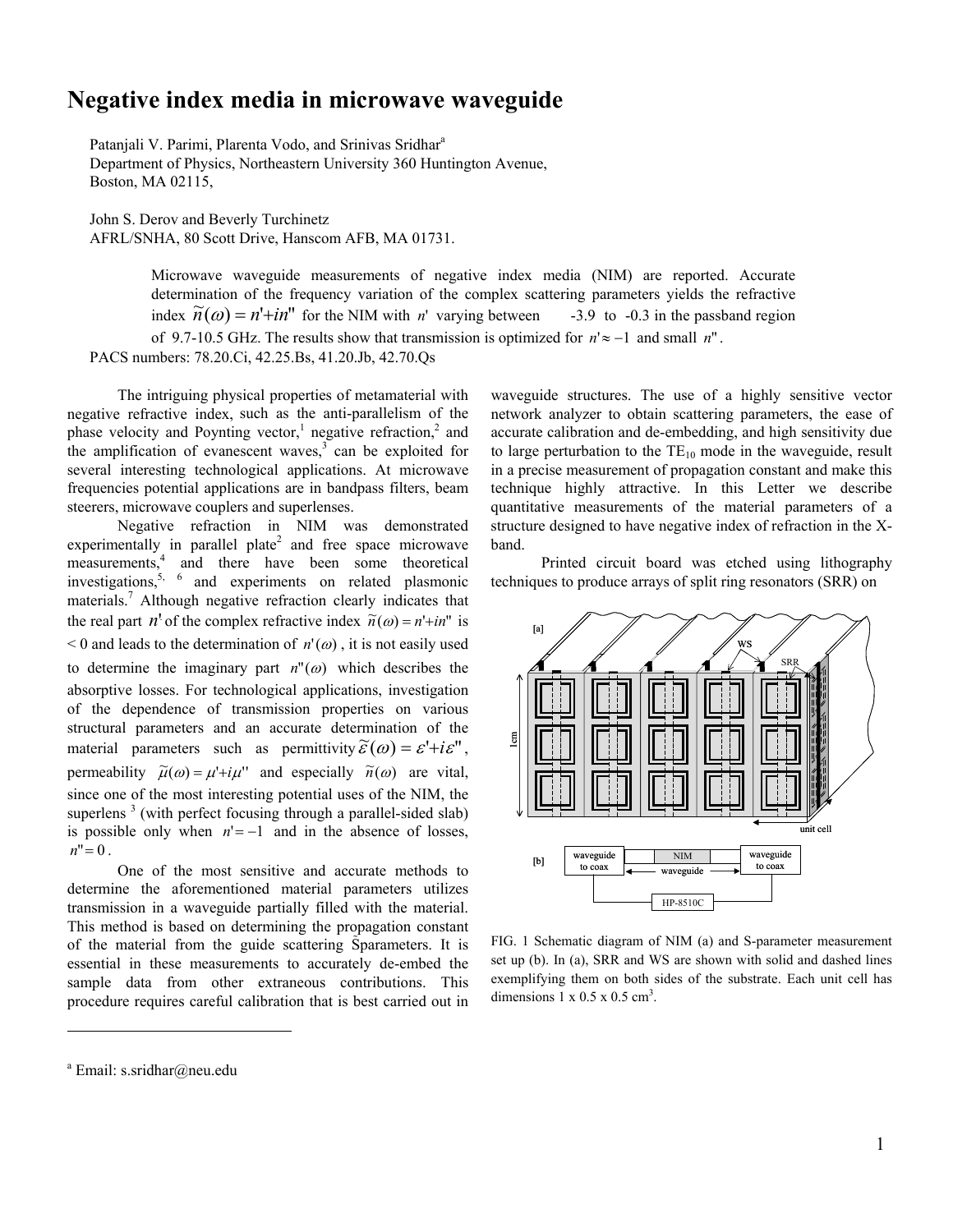# Negative index media in microwave waveguide

Patanjali V. Parimi, Plarenta Vodo, and Srinivas Sridhar[a]
Department of Physics, Northeastern University 360 Huntington Avenue,
Boston, MA 02115,

John S. Derov and Beverly Turchinetz
AFRL/SNHA, 80 Scott Drive, Hanscom AFB, MA 01731.

> Microwave waveguide measurements of negative index media (NIM) are reported. Accurate determination of the frequency variation of the complex scattering parameters yields the refractive index $\tilde{n}(\omega) = n' + in''$ for the NIM with $n'$ varying between -3.9 to -0.3 in the passband region of 9.7-10.5 GHz. The results show that transmission is optimized for $n' \approx -1$ and small $n''$.

PACS numbers: 78.20.Ci, 42.25.Bs, 41.20.Jb, 42.70.Qs

The intriguing physical properties of metamaterial with negative refractive index, such as the anti-parallelism of the phase velocity and Poynting vector,[1] negative refraction,[2] and the amplification of evanescent waves,[3] can be exploited for several interesting technological applications. At microwave frequencies potential applications are in bandpass filters, beam steerers, microwave couplers and superlenses.

Negative refraction in NIM was demonstrated experimentally in parallel plate[2] and free space microwave measurements,[4] and there have been some theoretical investigations,[5, 6] and experiments on related plasmonic materials.[7] Although negative refraction clearly indicates that the real part $n'$ of the complex refractive index $\tilde{n}(\omega) = n' + in''$ is $< 0$ and leads to the determination of $n'(\omega)$, it is not easily used to determine the imaginary part $n''(\omega)$ which describes the absorptive losses. For technological applications, investigation of the dependence of transmission properties on various structural parameters and an accurate determination of the material parameters such as permittivity $\tilde{\varepsilon}(\omega) = \varepsilon' + i\varepsilon''$, permeability $\tilde{\mu}(\omega) = \mu' + i\mu''$ and especially $\tilde{n}(\omega)$ are vital, since one of the most interesting potential uses of the NIM, the superlens [3] (with perfect focusing through a parallel-sided slab) is possible only when $n' = -1$ and in the absence of losses, $n'' = 0$.

One of the most sensitive and accurate methods to determine the aforementioned material parameters utilizes transmission in a waveguide partially filled with the material. This method is based on determining the propagation constant of the material from the guide scattering S-parameters. It is essential in these measurements to accurately de-embed the sample data from other extraneous contributions. This procedure requires careful calibration that is best carried out in waveguide structures. The use of a highly sensitive vector network analyzer to obtain scattering parameters, the ease of accurate calibration and de-embedding, and high sensitivity due to large perturbation to the $TE_{10}$ mode in the waveguide, result in a precise measurement of propagation constant and make this technique highly attractive. In this Letter we describe quantitative measurements of the material parameters of a structure designed to have negative index of refraction in the X-band.

Printed circuit board was etched using lithography techniques to produce arrays of split ring resonators (SRR) on

FIG. 1 Schematic diagram of NIM (a) and S-parameter measurement set up (b). In (a), SRR and WS are shown with solid and dashed lines exemplifying them on both sides of the substrate. Each unit cell has dimensions 1 x 0.5 x 0.5 cm$^3$.

[a] Email: s.sridhar@neu.edu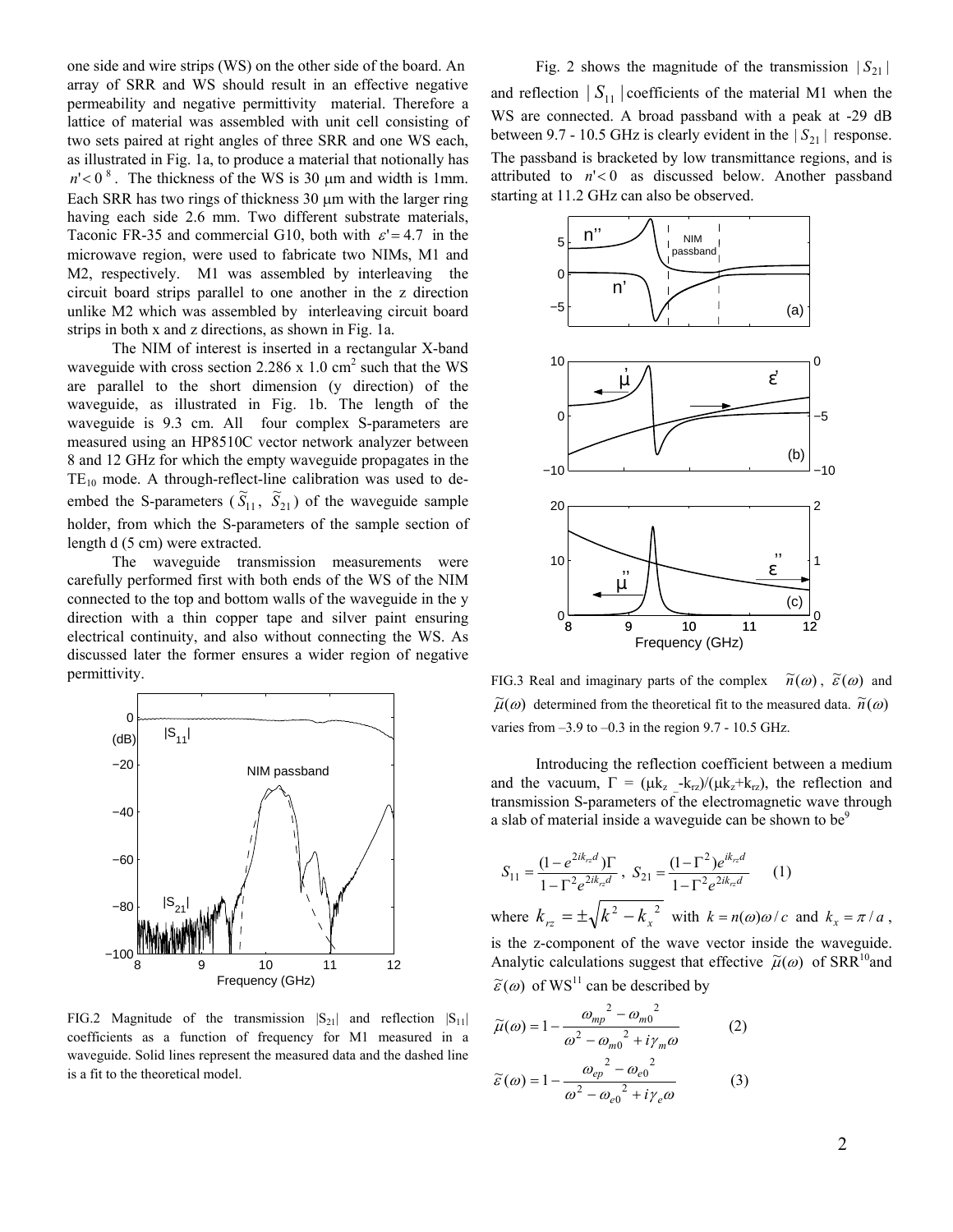one side and wire strips (WS) on the other side of the board. An array of SRR and WS should result in an effective negative permeability and negative permittivity material. Therefore a lattice of material was assembled with unit cell consisting of two sets paired at right angles of three SRR and one WS each, as illustrated in Fig. 1a, to produce a material that notionally has $n' < 0$ [8]. The thickness of the WS is 30 μm and width is 1mm. Each SRR has two rings of thickness 30 μm with the larger ring having each side 2.6 mm. Two different substrate materials, Taconic FR-35 and commercial G10, both with $\varepsilon' = 4.7$ in the microwave region, were used to fabricate two NIMs, M1 and M2, respectively. M1 was assembled by interleaving the circuit board strips parallel to one another in the z direction unlike M2 which was assembled by interleaving circuit board strips in both x and z directions, as shown in Fig. 1a.

The NIM of interest is inserted in a rectangular X-band waveguide with cross section 2.286 x 1.0 cm$^2$ such that the WS are parallel to the short dimension (y direction) of the waveguide, as illustrated in Fig. 1b. The length of the waveguide is 9.3 cm. All four complex S-parameters are measured using an HP8510C vector network analyzer between 8 and 12 GHz for which the empty waveguide propagates in the $TE_{10}$ mode. A through-reflect-line calibration was used to de-embed the S-parameters ($\tilde{S}_{11}$, $\tilde{S}_{21}$) of the waveguide sample holder, from which the S-parameters of the sample section of length d (5 cm) were extracted.

The waveguide transmission measurements were carefully performed first with both ends of the WS of the NIM connected to the top and bottom walls of the waveguide in the y direction with a thin copper tape and silver paint ensuring electrical continuity, and also without connecting the WS. As discussed later the former ensures a wider region of negative permittivity.

FIG.2 Magnitude of the transmission $|S_{21}|$ and reflection $|S_{11}|$ coefficients as a function of frequency for M1 measured in a waveguide. Solid lines represent the measured data and the dashed line is a fit to the theoretical model.

Fig. 2 shows the magnitude of the transmission $|S_{21}|$ and reflection $|S_{11}|$ coefficients of the material M1 when the WS are connected. A broad passband with a peak at -29 dB between 9.7 - 10.5 GHz is clearly evident in the $|S_{21}|$ response. The passband is bracketed by low transmittance regions, and is attributed to $n' < 0$ as discussed below. Another passband starting at 11.2 GHz can also be observed.

FIG.3 Real and imaginary parts of the complex $\tilde{n}(\omega)$, $\tilde{\varepsilon}(\omega)$ and $\tilde{\mu}(\omega)$ determined from the theoretical fit to the measured data. $\tilde{n}(\omega)$ varies from –3.9 to –0.3 in the region 9.7 - 10.5 GHz.

Introducing the reflection coefficient between a medium and the vacuum, $\Gamma = (\mu k_z - k_{rz})/(\mu k_z + k_{rz})$, the reflection and transmission S-parameters of the electromagnetic wave through a slab of material inside a waveguide can be shown to be[9]

$$S_{11} = \frac{(1 - e^{2ik_{rz}d})\Gamma}{1 - \Gamma^2 e^{2ik_{rz}d}}, \quad S_{21} = \frac{(1 - \Gamma^2)e^{ik_{rz}d}}{1 - \Gamma^2 e^{2ik_{rz}d}} \qquad (1)$$

where $k_{rz} = \pm\sqrt{k^2 - k_x^2}$ with $k = n(\omega)\omega / c$ and $k_x = \pi / a$, is the z-component of the wave vector inside the waveguide. Analytic calculations suggest that effective $\tilde{\mu}(\omega)$ of SRR[10] and $\tilde{\varepsilon}(\omega)$ of WS[11] can be described by

$$\tilde{\mu}(\omega) = 1 - \frac{\omega_{mp}^2 - \omega_{m0}^2}{\omega^2 - \omega_{m0}^2 + i\gamma_m \omega} \qquad (2)$$

$$\tilde{\varepsilon}(\omega) = 1 - \frac{\omega_{ep}^2 - \omega_{e0}^2}{\omega^2 - \omega_{e0}^2 + i\gamma_e \omega} \qquad (3)$$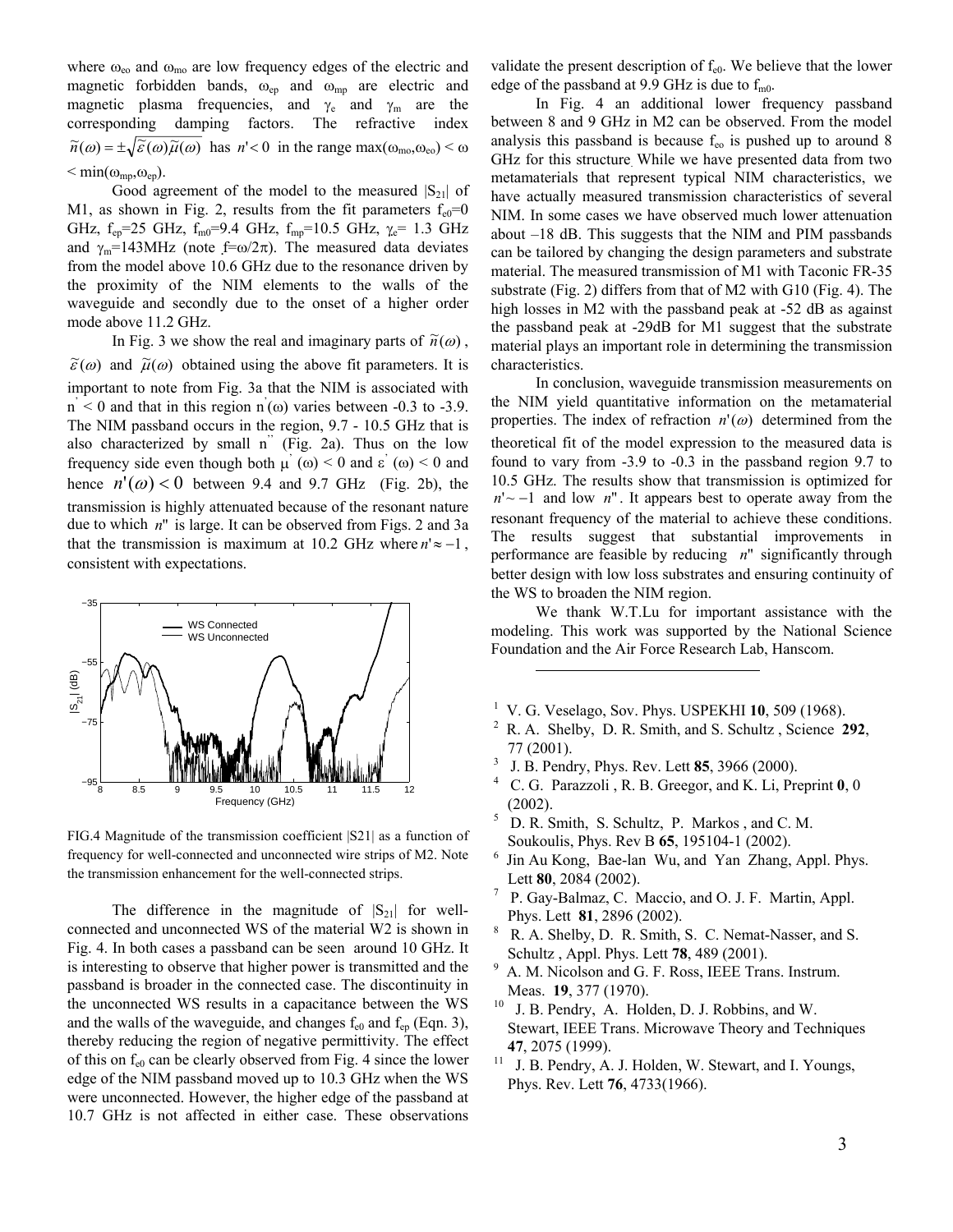where $\omega_{eo}$ and $\omega_{mo}$ are low frequency edges of the electric and magnetic forbidden bands, $\omega_{ep}$ and $\omega_{mp}$ are electric and magnetic plasma frequencies, and $\gamma_e$ and $\gamma_m$ are the corresponding damping factors. The refractive index $\tilde{n}(\omega) = \pm\sqrt{\tilde{\varepsilon}(\omega)\tilde{\mu}(\omega)}$ has $n' < 0$ in the range max($\omega_{mo}$,$\omega_{eo}$) < $\omega$ < min($\omega_{mp}$,$\omega_{ep}$).

Good agreement of the model to the measured $|S_{21}|$ of M1, as shown in Fig. 2, results from the fit parameters $f_{e0}$=0 GHz, $f_{ep}$=25 GHz, $f_{m0}$=9.4 GHz, $f_{mp}$=10.5 GHz, $\gamma_e$= 1.3 GHz and $\gamma_m$=143MHz (note $f=\omega/2\pi$). The measured data deviates from the model above 10.6 GHz due to the resonance driven by the proximity of the NIM elements to the walls of the waveguide and secondly due to the onset of a higher order mode above 11.2 GHz.

In Fig. 3 we show the real and imaginary parts of $\tilde{n}(\omega)$, $\tilde{\varepsilon}(\omega)$ and $\tilde{\mu}(\omega)$ obtained using the above fit parameters. It is important to note from Fig. 3a that the NIM is associated with $n' < 0$ and that in this region $n'(\omega)$ varies between -0.3 to -3.9. The NIM passband occurs in the region, 9.7 - 10.5 GHz that is also characterized by small $n''$ (Fig. 2a). Thus on the low frequency side even though both $\mu'(\omega) < 0$ and $\varepsilon'(\omega) < 0$ and hence $n'(\omega) < 0$ between 9.4 and 9.7 GHz (Fig. 2b), the transmission is highly attenuated because of the resonant nature due to which $n''$ is large. It can be observed from Figs. 2 and 3a that the transmission is maximum at 10.2 GHz where $n' \approx -1$, consistent with expectations.

−35
−55
−75
−95
$|S_{21}|$ (dB)
8 8.5 9 9.5 10 10.5 11 11.5 12
Frequency (GHz)
WS Connected
WS Unconnected

FIG.4 Magnitude of the transmission coefficient |S21| as a function of frequency for well-connected and unconnected wire strips of M2. Note the transmission enhancement for the well-connected strips.

The difference in the magnitude of $|S_{21}|$ for well-connected and unconnected WS of the material W2 is shown in Fig. 4. In both cases a passband can be seen around 10 GHz. It is interesting to observe that higher power is transmitted and the passband is broader in the connected case. The discontinuity in the unconnected WS results in a capacitance between the WS and the walls of the waveguide, and changes $f_{e0}$ and $f_{ep}$ (Eqn. 3), thereby reducing the region of negative permittivity. The effect of this on $f_{e0}$ can be clearly observed from Fig. 4 since the lower edge of the NIM passband moved up to 10.3 GHz when the WS were unconnected. However, the higher edge of the passband at 10.7 GHz is not affected in either case. These observations validate the present description of $f_{e0}$. We believe that the lower edge of the passband at 9.9 GHz is due to $f_{m0}$.

In Fig. 4 an additional lower frequency passband between 8 and 9 GHz in M2 can be observed. From the model analysis this passband is because $f_{eo}$ is pushed up to around 8 GHz for this structure. While we have presented data from two metamaterials that represent typical NIM characteristics, we have actually measured transmission characteristics of several NIM. In some cases we have observed much lower attenuation about –18 dB. This suggests that the NIM and PIM passbands can be tailored by changing the design parameters and substrate material. The measured transmission of M1 with Taconic FR-35 substrate (Fig. 2) differs from that of M2 with G10 (Fig. 4). The high losses in M2 with the passband peak at -52 dB as against the passband peak at -29dB for M1 suggest that the substrate material plays an important role in determining the transmission characteristics.

In conclusion, waveguide transmission measurements on the NIM yield quantitative information on the metamaterial properties. The index of refraction $n'(\omega)$ determined from the theoretical fit of the model expression to the measured data is found to vary from -3.9 to -0.3 in the passband region 9.7 to 10.5 GHz. The results show that transmission is optimized for $n' \sim -1$ and low $n''$. It appears best to operate away from the resonant frequency of the material to achieve these conditions. The results suggest that substantial improvements in performance are feasible by reducing $n''$ significantly through better design with low loss substrates and ensuring continuity of the WS to broaden the NIM region.

We thank W.T.Lu for important assistance with the modeling. This work was supported by the National Science Foundation and the Air Force Research Lab, Hanscom.

---

[1] V. G. Veselago, Sov. Phys. USPEKHI **10**, 509 (1968).

[2] R. A. Shelby, D. R. Smith, and S. Schultz , Science **292**, 77 (2001).

[3] J. B. Pendry, Phys. Rev. Lett **85**, 3966 (2000).

[4] C. G. Parazzoli , R. B. Greegor, and K. Li, Preprint **0**, 0 (2002).

[5] D. R. Smith, S. Schultz, P. Markos , and C. M. Soukoulis, Phys. Rev B **65**, 195104-1 (2002).

[6] Jin Au Kong, Bae-lan Wu, and Yan Zhang, Appl. Phys. Lett **80**, 2084 (2002).

[7] P. Gay-Balmaz, C. Maccio, and O. J. F. Martin, Appl. Phys. Lett **81**, 2896 (2002).

[8] R. A. Shelby, D. R. Smith, S. C. Nemat-Nasser, and S. Schultz , Appl. Phys. Lett **78**, 489 (2001).

[9] A. M. Nicolson and G. F. Ross, IEEE Trans. Instrum. Meas. **19**, 377 (1970).

[10] J. B. Pendry, A. Holden, D. J. Robbins, and W. Stewart, IEEE Trans. Microwave Theory and Techniques **47**, 2075 (1999).

[11] J. B. Pendry, A. J. Holden, W. Stewart, and I. Youngs, Phys. Rev. Lett **76**, 4733(1966).